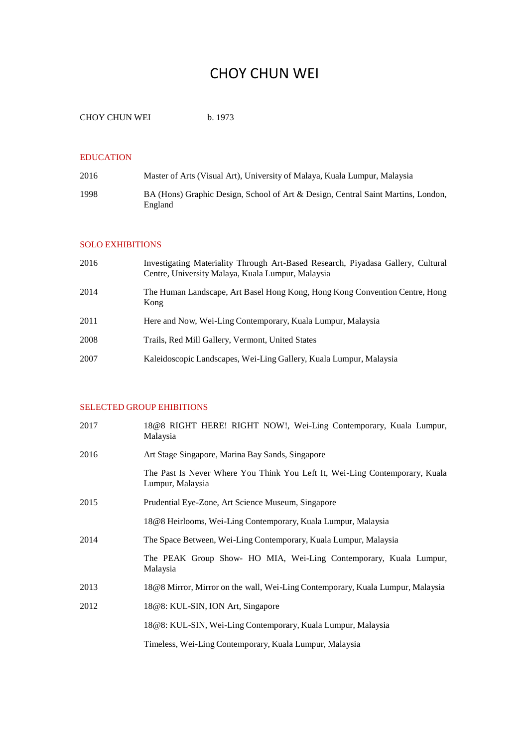# CHOY CHUN WEI

CHOY CHUN WEI b. 1973

## EDUCATION

| | |
|---|---|
| 2016 | Master of Arts (Visual Art), University of Malaya, Kuala Lumpur, Malaysia |
| 1998 | BA (Hons) Graphic Design, School of Art & Design, Central Saint Martins, London, England |

## SOLO EXHIBITIONS

| | |
|---|---|
| 2016 | Investigating Materiality Through Art-Based Research, Piyadasa Gallery, Cultural Centre, University Malaya, Kuala Lumpur, Malaysia |
| 2014 | The Human Landscape, Art Basel Hong Kong, Hong Kong Convention Centre, Hong Kong |
| 2011 | Here and Now, Wei-Ling Contemporary, Kuala Lumpur, Malaysia |
| 2008 | Trails, Red Mill Gallery, Vermont, United States |
| 2007 | Kaleidoscopic Landscapes, Wei-Ling Gallery, Kuala Lumpur, Malaysia |

## SELECTED GROUP EHIBITIONS

| | |
|---|---|
| 2017 | 18@8 RIGHT HERE! RIGHT NOW!, Wei-Ling Contemporary, Kuala Lumpur, Malaysia |
| 2016 | Art Stage Singapore, Marina Bay Sands, Singapore |
| | The Past Is Never Where You Think You Left It, Wei-Ling Contemporary, Kuala Lumpur, Malaysia |
| 2015 | Prudential Eye-Zone, Art Science Museum, Singapore |
| | 18@8 Heirlooms, Wei-Ling Contemporary, Kuala Lumpur, Malaysia |
| 2014 | The Space Between, Wei-Ling Contemporary, Kuala Lumpur, Malaysia |
| | The PEAK Group Show- HO MIA, Wei-Ling Contemporary, Kuala Lumpur, Malaysia |
| 2013 | 18@8 Mirror, Mirror on the wall, Wei-Ling Contemporary, Kuala Lumpur, Malaysia |
| 2012 | 18@8: KUL-SIN, ION Art, Singapore |
| | 18@8: KUL-SIN, Wei-Ling Contemporary, Kuala Lumpur, Malaysia |
| | Timeless, Wei-Ling Contemporary, Kuala Lumpur, Malaysia |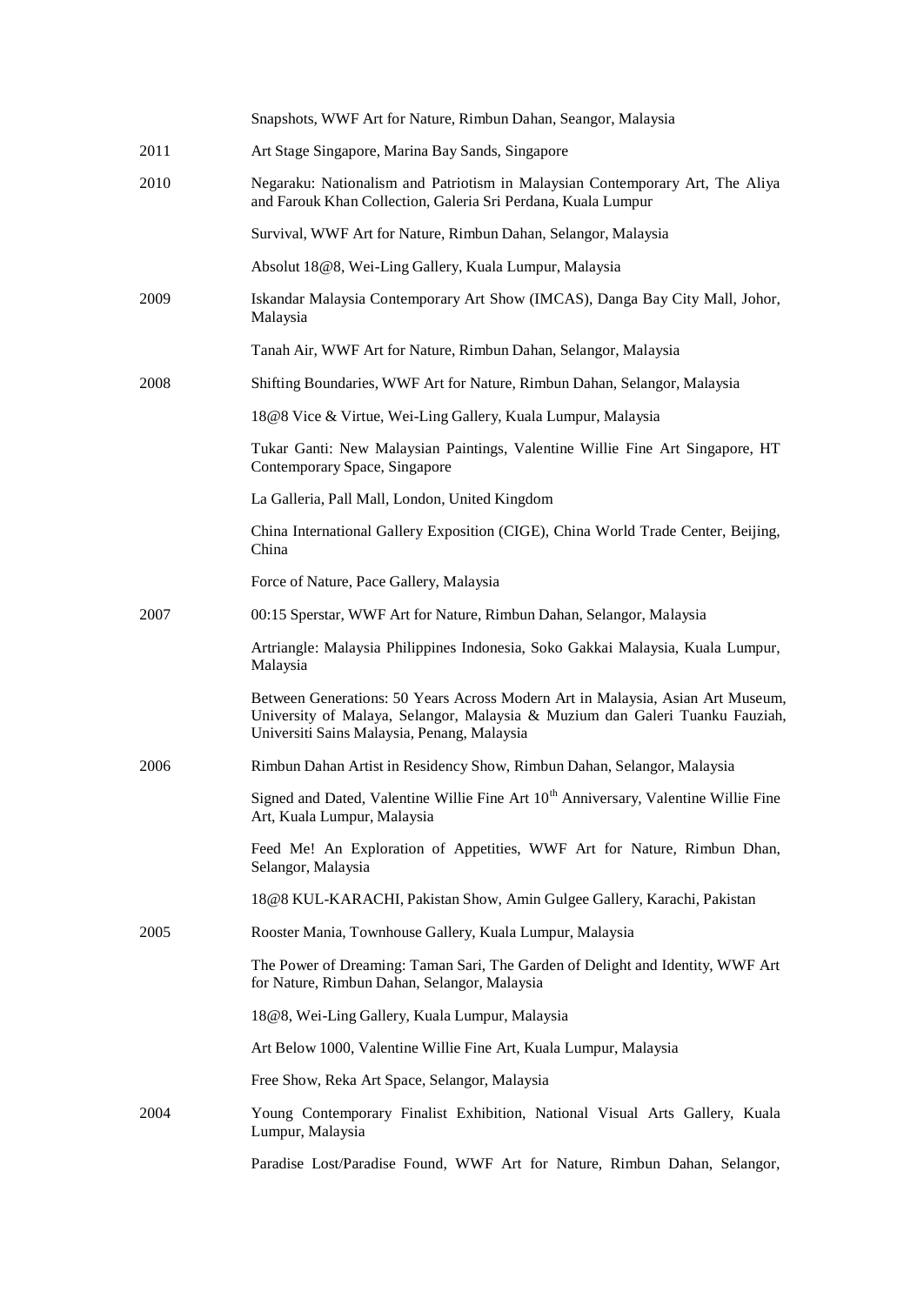| | |
|---|---|
| | Snapshots, WWF Art for Nature, Rimbun Dahan, Seangor, Malaysia |
| 2011 | Art Stage Singapore, Marina Bay Sands, Singapore |
| 2010 | Negaraku: Nationalism and Patriotism in Malaysian Contemporary Art, The Aliya and Farouk Khan Collection, Galeria Sri Perdana, Kuala Lumpur |
| | Survival, WWF Art for Nature, Rimbun Dahan, Selangor, Malaysia |
| | Absolut 18@8, Wei-Ling Gallery, Kuala Lumpur, Malaysia |
| 2009 | Iskandar Malaysia Contemporary Art Show (IMCAS), Danga Bay City Mall, Johor, Malaysia |
| | Tanah Air, WWF Art for Nature, Rimbun Dahan, Selangor, Malaysia |
| 2008 | Shifting Boundaries, WWF Art for Nature, Rimbun Dahan, Selangor, Malaysia |
| | 18@8 Vice & Virtue, Wei-Ling Gallery, Kuala Lumpur, Malaysia |
| | Tukar Ganti: New Malaysian Paintings, Valentine Willie Fine Art Singapore, HT Contemporary Space, Singapore |
| | La Galleria, Pall Mall, London, United Kingdom |
| | China International Gallery Exposition (CIGE), China World Trade Center, Beijing, China |
| | Force of Nature, Pace Gallery, Malaysia |
| 2007 | 00:15 Sperstar, WWF Art for Nature, Rimbun Dahan, Selangor, Malaysia |
| | Artriangle: Malaysia Philippines Indonesia, Soko Gakkai Malaysia, Kuala Lumpur, Malaysia |
| | Between Generations: 50 Years Across Modern Art in Malaysia, Asian Art Museum, University of Malaya, Selangor, Malaysia & Muzium dan Galeri Tuanku Fauziah, Universiti Sains Malaysia, Penang, Malaysia |
| 2006 | Rimbun Dahan Artist in Residency Show, Rimbun Dahan, Selangor, Malaysia |
| | Signed and Dated, Valentine Willie Fine Art 10th Anniversary, Valentine Willie Fine Art, Kuala Lumpur, Malaysia |
| | Feed Me! An Exploration of Appetities, WWF Art for Nature, Rimbun Dhan, Selangor, Malaysia |
| | 18@8 KUL-KARACHI, Pakistan Show, Amin Gulgee Gallery, Karachi, Pakistan |
| 2005 | Rooster Mania, Townhouse Gallery, Kuala Lumpur, Malaysia |
| | The Power of Dreaming: Taman Sari, The Garden of Delight and Identity, WWF Art for Nature, Rimbun Dahan, Selangor, Malaysia |
| | 18@8, Wei-Ling Gallery, Kuala Lumpur, Malaysia |
| | Art Below 1000, Valentine Willie Fine Art, Kuala Lumpur, Malaysia |
| | Free Show, Reka Art Space, Selangor, Malaysia |
| 2004 | Young Contemporary Finalist Exhibition, National Visual Arts Gallery, Kuala Lumpur, Malaysia |
| | Paradise Lost/Paradise Found, WWF Art for Nature, Rimbun Dahan, Selangor, |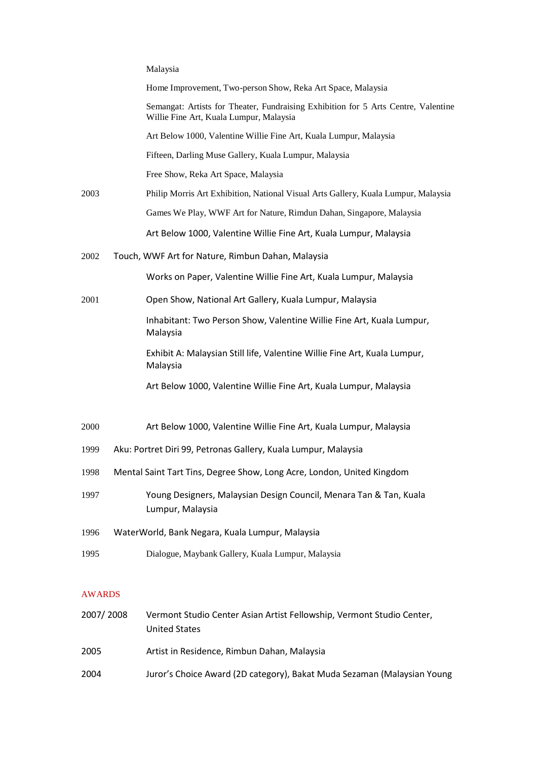Malaysia

Home Improvement, Two-person Show, Reka Art Space, Malaysia

Semangat: Artists for Theater, Fundraising Exhibition for 5 Arts Centre, Valentine Willie Fine Art, Kuala Lumpur, Malaysia

Art Below 1000, Valentine Willie Fine Art, Kuala Lumpur, Malaysia

Fifteen, Darling Muse Gallery, Kuala Lumpur, Malaysia

Free Show, Reka Art Space, Malaysia

2003 Philip Morris Art Exhibition, National Visual Arts Gallery, Kuala Lumpur, Malaysia

Games We Play, WWF Art for Nature, Rimdun Dahan, Singapore, Malaysia

Art Below 1000, Valentine Willie Fine Art, Kuala Lumpur, Malaysia

2002 Touch, WWF Art for Nature, Rimbun Dahan, Malaysia

Works on Paper, Valentine Willie Fine Art, Kuala Lumpur, Malaysia

2001 Open Show, National Art Gallery, Kuala Lumpur, Malaysia

Inhabitant: Two Person Show, Valentine Willie Fine Art, Kuala Lumpur, Malaysia

Exhibit A: Malaysian Still life, Valentine Willie Fine Art, Kuala Lumpur, Malaysia

Art Below 1000, Valentine Willie Fine Art, Kuala Lumpur, Malaysia

2000 Art Below 1000, Valentine Willie Fine Art, Kuala Lumpur, Malaysia

1999 Aku: Portret Diri 99, Petronas Gallery, Kuala Lumpur, Malaysia

1998 Mental Saint Tart Tins, Degree Show, Long Acre, London, United Kingdom

1997 Young Designers, Malaysian Design Council, Menara Tan & Tan, Kuala Lumpur, Malaysia

1996 WaterWorld, Bank Negara, Kuala Lumpur, Malaysia

1995 Dialogue, Maybank Gallery, Kuala Lumpur, Malaysia

## AWARDS

2007/ 2008 Vermont Studio Center Asian Artist Fellowship, Vermont Studio Center, United States

2005 Artist in Residence, Rimbun Dahan, Malaysia

2004 Juror's Choice Award (2D category), Bakat Muda Sezaman (Malaysian Young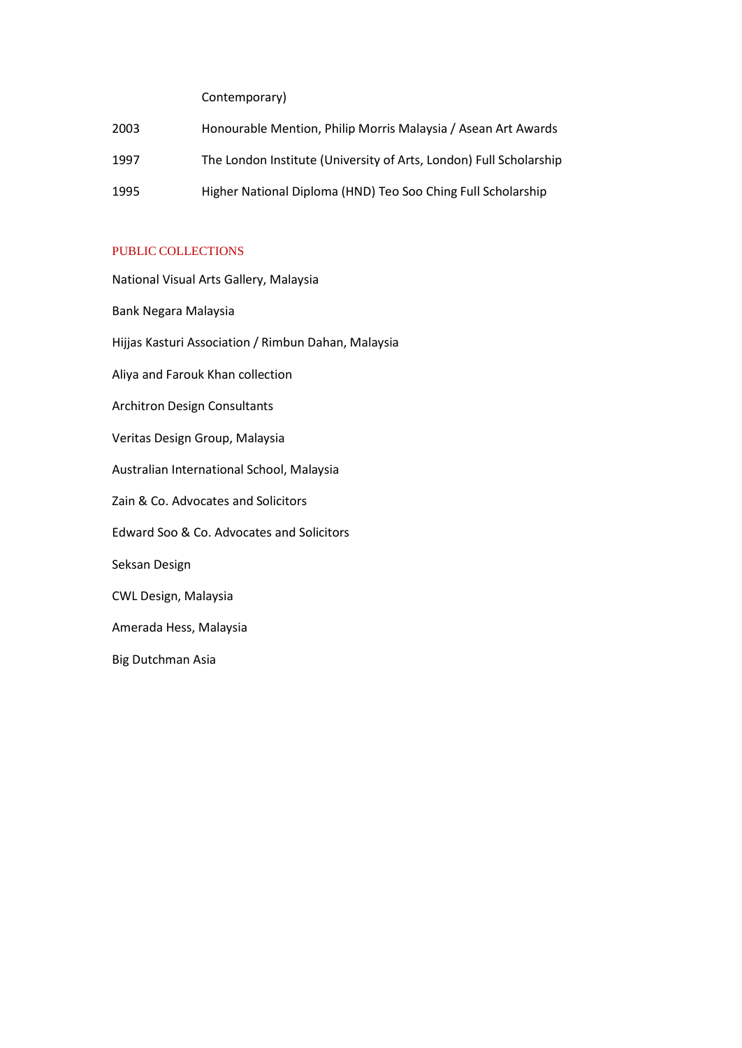| | |
|---|---|
| | Contemporary) |
| 2003 | Honourable Mention, Philip Morris Malaysia / Asean Art Awards |
| 1997 | The London Institute (University of Arts, London) Full Scholarship |
| 1995 | Higher National Diploma (HND) Teo Soo Ching Full Scholarship |

## PUBLIC COLLECTIONS

National Visual Arts Gallery, Malaysia

Bank Negara Malaysia

Hijjas Kasturi Association / Rimbun Dahan, Malaysia

Aliya and Farouk Khan collection

Architron Design Consultants

Veritas Design Group, Malaysia

Australian International School, Malaysia

Zain & Co. Advocates and Solicitors

Edward Soo & Co. Advocates and Solicitors

Seksan Design

CWL Design, Malaysia

Amerada Hess, Malaysia

Big Dutchman Asia